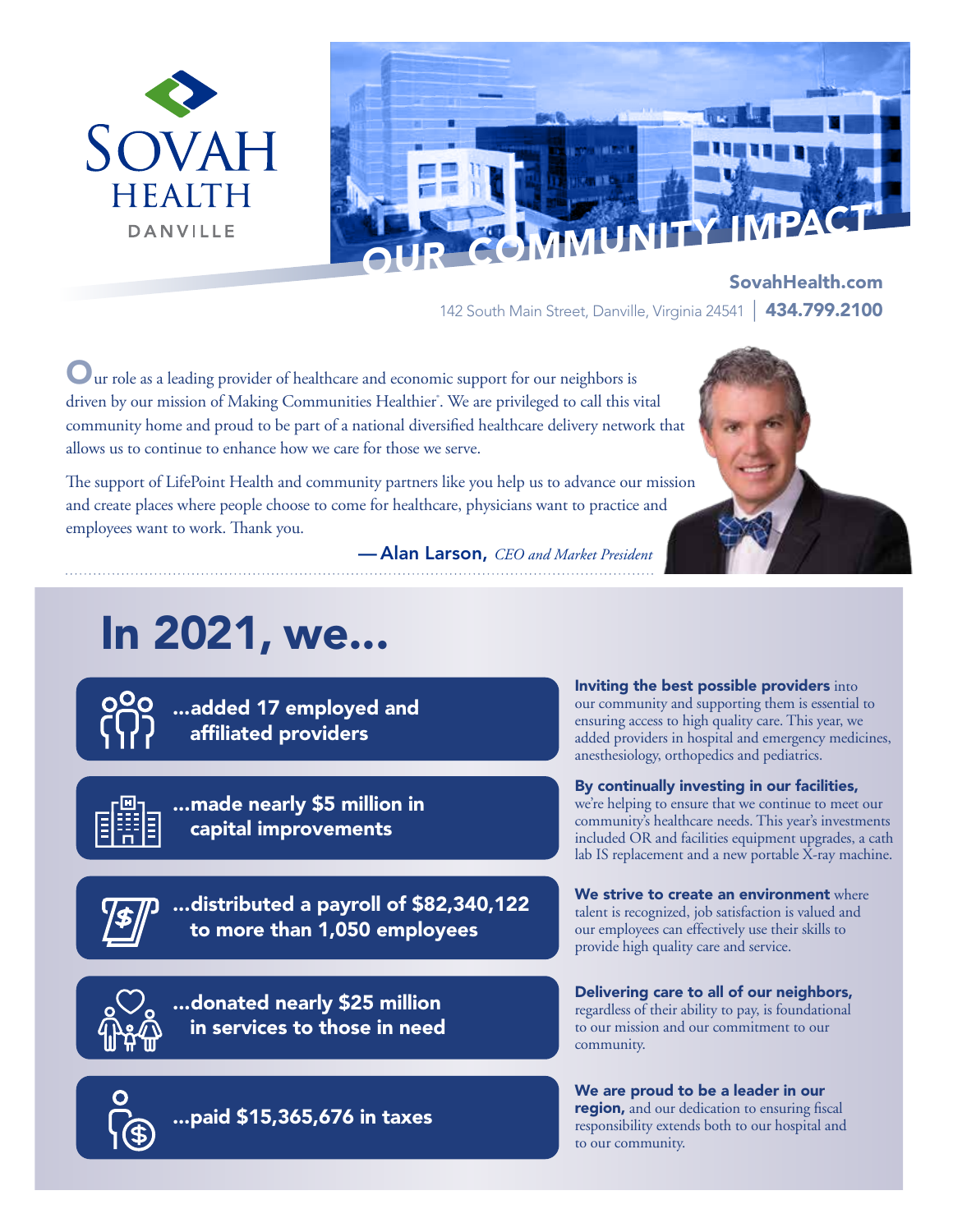# SOVAH HEALTH DANVILLE

# OUR COMMUNITY IMPACT

**SovahHealth.com**

142 South Main Street, Danville, Virginia 24541 | **434.799.2100**

Our role as a leading provider of healthcare and economic support for our neighbors is driven by our mission of Making Communities Healthier®. We are privileged to call this vital community home and proud to be part of a national diversified healthcare delivery network that allows us to continue to enhance how we care for those we serve.

The support of LifePoint Health and community partners like you help us to advance our mission and create places where people choose to come for healthcare, physicians want to practice and employees want to work. Thank you.

— **Alan Larson,** *CEO and Market President*

## In 2021, we...

**...added 17 employed and affiliated providers**

**Inviting the best possible providers** into our community and supporting them is essential to ensuring access to high quality care. This year, we added providers in hospital and emergency medicines, anesthesiology, orthopedics and pediatrics.

**...made nearly $5 million in capital improvements**

**By continually investing in our facilities,** we're helping to ensure that we continue to meet our community's healthcare needs. This year's investments included OR and facilities equipment upgrades, a cath lab IS replacement and a new portable X-ray machine.

**...distributed a payroll of $82,340,122 to more than 1,050 employees**

**We strive to create an environment** where talent is recognized, job satisfaction is valued and our employees can effectively use their skills to provide high quality care and service.

**...donated nearly $25 million in services to those in need**

**Delivering care to all of our neighbors,** regardless of their ability to pay, is foundational to our mission and our commitment to our community.

**...paid $15,365,676 in taxes**

**We are proud to be a leader in our region,** and our dedication to ensuring fiscal responsibility extends both to our hospital and to our community.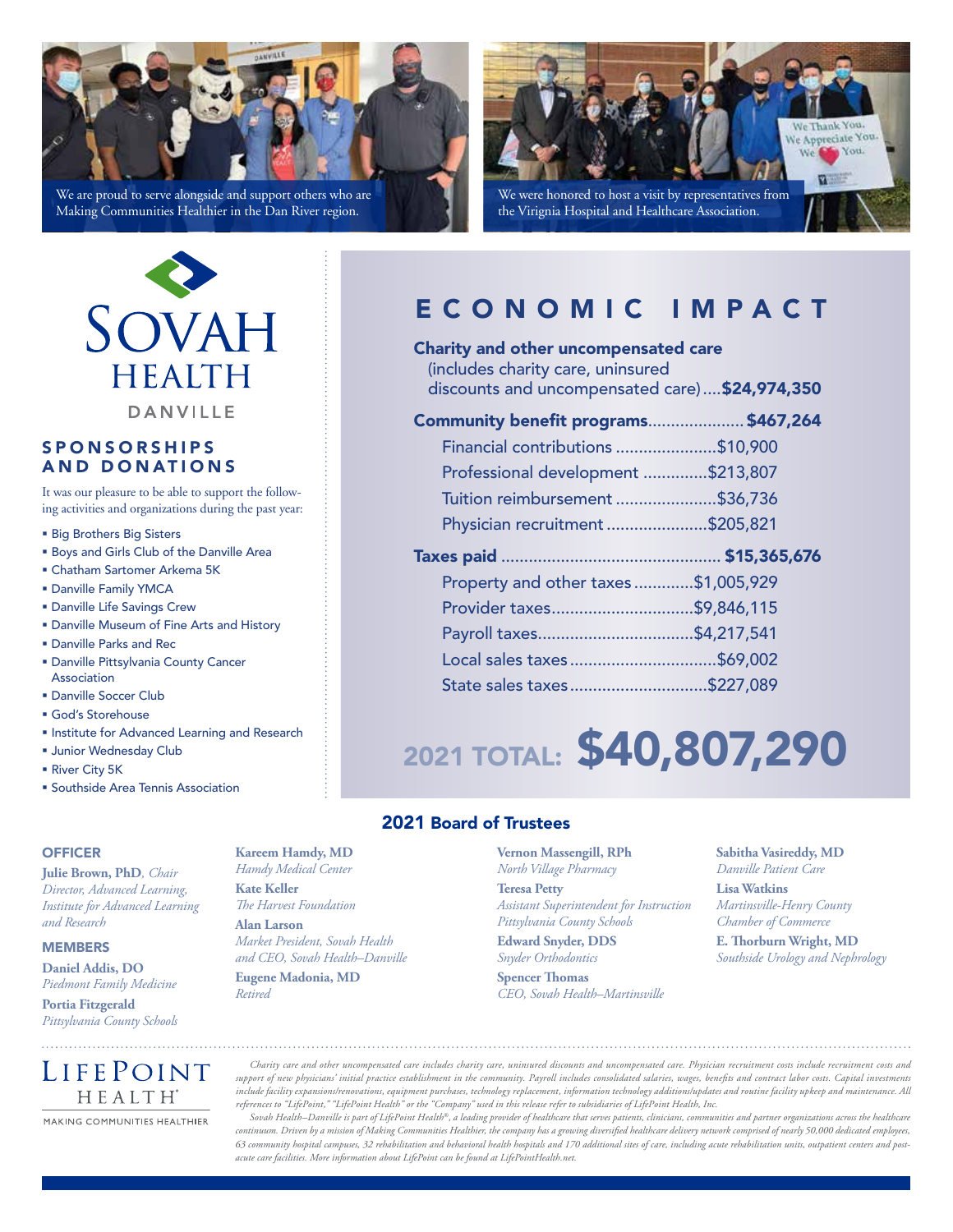We are proud to serve alongside and support others who are Making Communities Healthier in the Dan River region.

We were honored to host a visit by representatives from the Virignia Hospital and Healthcare Association.

# SOVAH HEALTH DANVILLE

## SPONSORSHIPS AND DONATIONS

It was our pleasure to be able to support the following activities and organizations during the past year:

- Big Brothers Big Sisters
- Boys and Girls Club of the Danville Area
- Chatham Sartomer Arkema 5K
- Danville Family YMCA
- Danville Life Savings Crew
- Danville Museum of Fine Arts and History
- Danville Parks and Rec
- Danville Pittsylvania County Cancer Association
- Danville Soccer Club
- God's Storehouse
- Institute for Advanced Learning and Research
- Junior Wednesday Club
- River City 5K
- Southside Area Tennis Association

## ECONOMIC IMPACT

**Charity and other uncompensated care** (includes charity care, uninsured discounts and uncompensated care)....**$24,974,350**

**Community benefit programs**.....................**$467,264**

- Financial contributions ......................$10,900
- Professional development ..............$213,807
- Tuition reimbursement ......................$36,736
- Physician recruitment ......................$205,821

**Taxes paid** ............................................... **$15,365,676**

- Property and other taxes.............$1,005,929
- Provider taxes...............................$9,846,115
- Payroll taxes.................................$4,217,541
- Local sales taxes ................................$69,002
- State sales taxes.............................$227,089

**2021 TOTAL: $40,807,290**

## 2021 Board of Trustees

**OFFICER**

**Julie Brown, PhD**, *Chair*
*Director, Advanced Learning, Institute for Advanced Learning and Research*

**MEMBERS**

**Daniel Addis, DO**
*Piedmont Family Medicine*

**Portia Fitzgerald**
*Pittsylvania County Schools*

**Kareem Hamdy, MD**
*Hamdy Medical Center*

**Kate Keller**
*The Harvest Foundation*

**Alan Larson**
*Market President, Sovah Health and CEO, Sovah Health–Danville*

**Eugene Madonia, MD**
*Retired*

**Vernon Massengill, RPh**
*North Village Pharmacy*

**Teresa Petty**
*Assistant Superintendent for Instruction Pittsylvania County Schools*

**Edward Snyder, DDS**
*Snyder Orthodontics*

**Spencer Thomas**
*CEO, Sovah Health–Martinsville*

**Sabitha Vasireddy, MD**
*Danville Patient Care*

**Lisa Watkins**
*Martinsville-Henry County Chamber of Commerce*

**E. Thorburn Wright, MD**
*Southside Urology and Nephrology*

LIFEPOINT HEALTH®
MAKING COMMUNITIES HEALTHIER

*Charity care and other uncompensated care includes charity care, uninsured discounts and uncompensated care. Physician recruitment costs include recruitment costs and support of new physicians' initial practice establishment in the community. Payroll includes consolidated salaries, wages, benefits and contract labor costs. Capital investments include facility expansions/renovations, equipment purchases, technology replacement, information technology additions/updates and routine facility upkeep and maintenance. All references to "LifePoint," "LifePoint Health" or the "Company" used in this release refer to subsidiaries of LifePoint Health, Inc.*

*Sovah Health–Danville is part of LifePoint Health®, a leading provider of healthcare that serves patients, clinicians, communities and partner organizations across the healthcare continuum. Driven by a mission of Making Communities Healthier, the company has a growing diversified healthcare delivery network comprised of nearly 50,000 dedicated employees, 63 community hospital campuses, 32 rehabilitation and behavioral health hospitals and 170 additional sites of care, including acute rehabilitation units, outpatient centers and post-acute care facilities. More information about LifePoint can be found at LifePointHealth.net.*